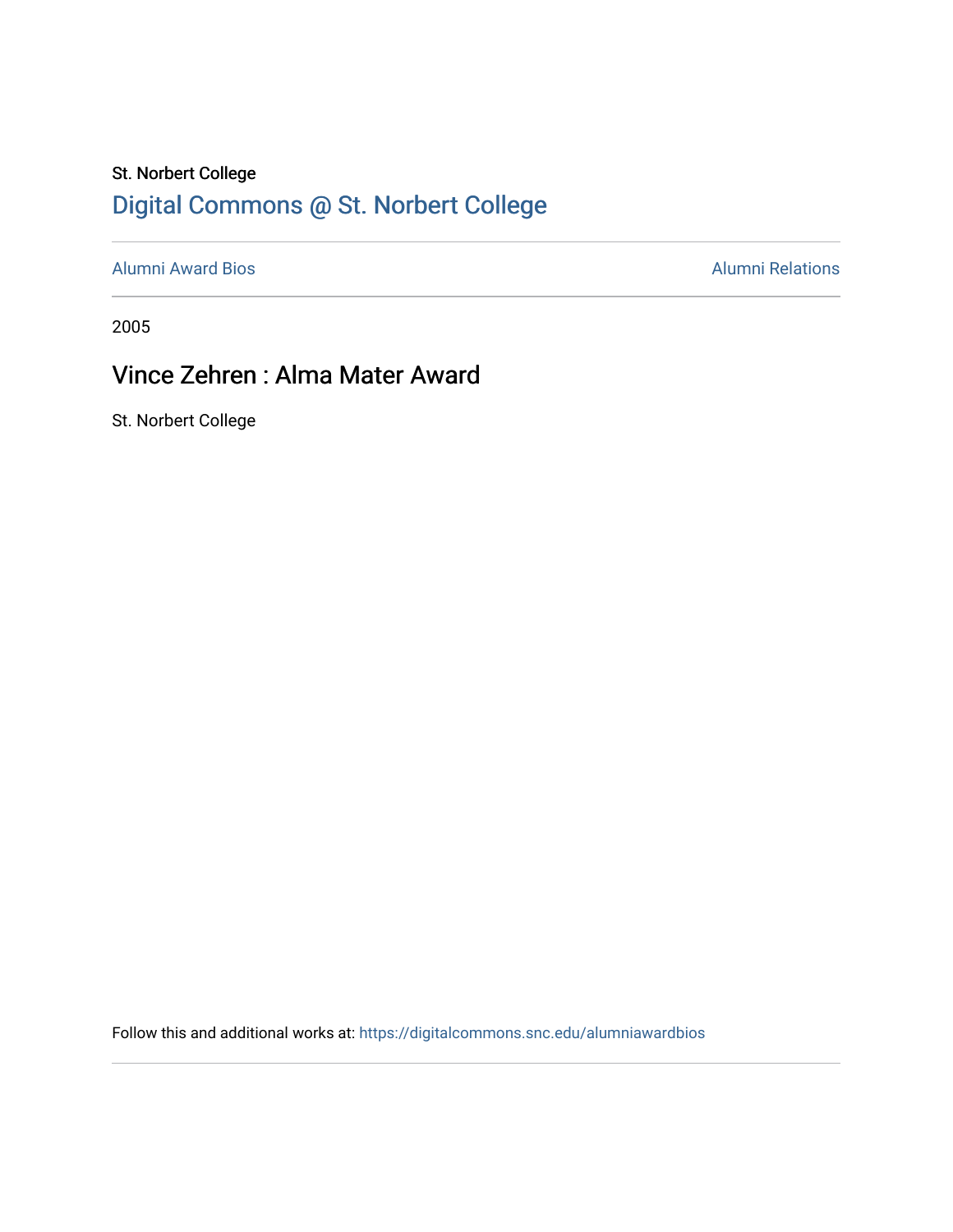St. Norbert College

## Digital Commons @ St. Norbert College

Alumni Award Bios

Alumni Relations

2005

# Vince Zehren : Alma Mater Award

St. Norbert College

Follow this and additional works at: https://digitalcommons.snc.edu/alumniawardbios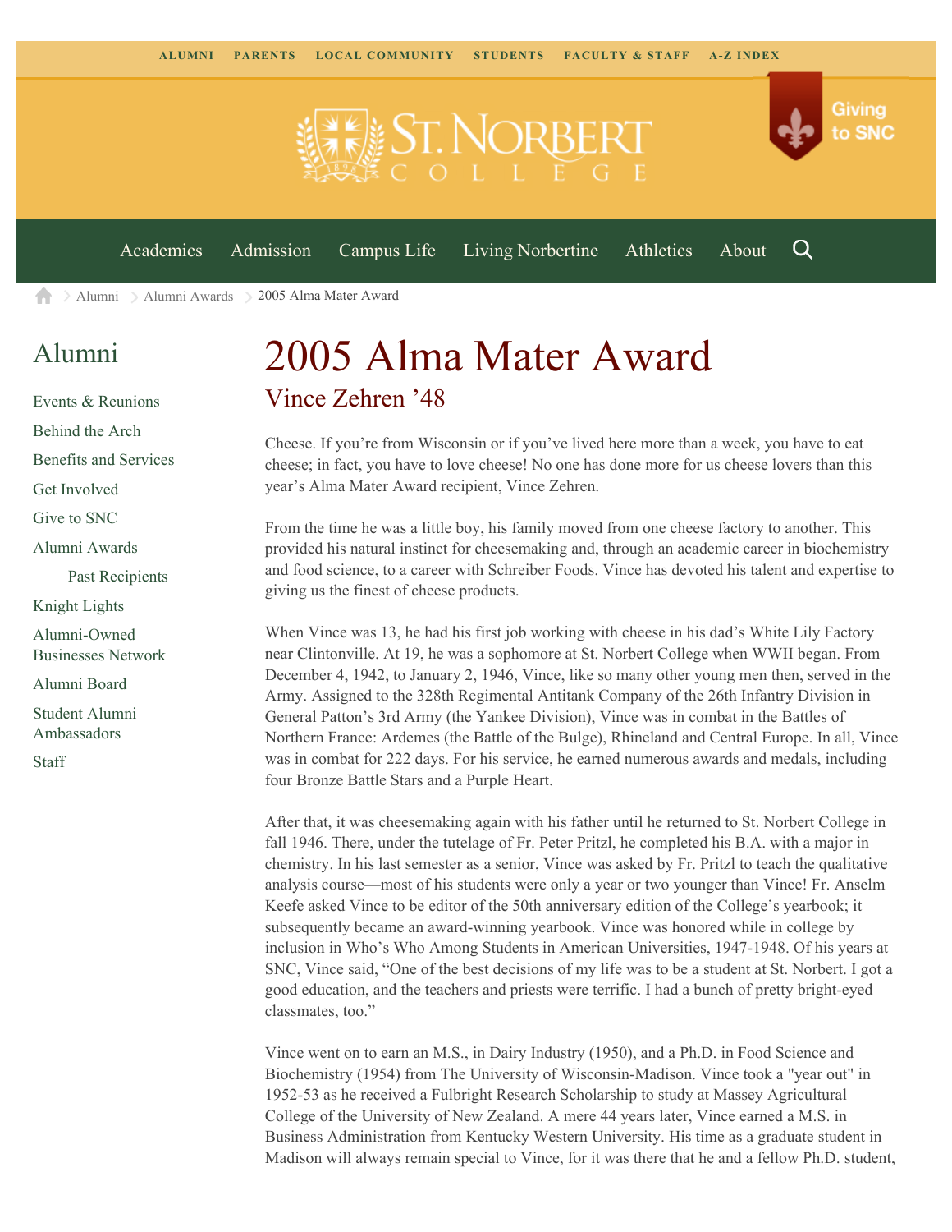ALUMNI PARENTS LOCAL COMMUNITY STUDENTS FACULTY & STAFF A-Z INDEX

Giving to SNC

Academics Admission Campus Life Living Norbertine Athletics About

Alumni > Alumni Awards > 2005 Alma Mater Award

## Alumni

- Events & Reunions
- Behind the Arch
- Benefits and Services
- Get Involved
- Give to SNC
- Alumni Awards
  - Past Recipients
- Knight Lights
- Alumni-Owned Businesses Network
- Alumni Board
- Student Alumni Ambassadors
- Staff

# 2005 Alma Mater Award

## Vince Zehren '48

Cheese. If you're from Wisconsin or if you've lived here more than a week, you have to eat cheese; in fact, you have to love cheese! No one has done more for us cheese lovers than this year's Alma Mater Award recipient, Vince Zehren.

From the time he was a little boy, his family moved from one cheese factory to another. This provided his natural instinct for cheesemaking and, through an academic career in biochemistry and food science, to a career with Schreiber Foods. Vince has devoted his talent and expertise to giving us the finest of cheese products.

When Vince was 13, he had his first job working with cheese in his dad's White Lily Factory near Clintonville. At 19, he was a sophomore at St. Norbert College when WWII began. From December 4, 1942, to January 2, 1946, Vince, like so many other young men then, served in the Army. Assigned to the 328th Regimental Antitank Company of the 26th Infantry Division in General Patton's 3rd Army (the Yankee Division), Vince was in combat in the Battles of Northern France: Ardemes (the Battle of the Bulge), Rhineland and Central Europe. In all, Vince was in combat for 222 days. For his service, he earned numerous awards and medals, including four Bronze Battle Stars and a Purple Heart.

After that, it was cheesemaking again with his father until he returned to St. Norbert College in fall 1946. There, under the tutelage of Fr. Peter Pritzl, he completed his B.A. with a major in chemistry. In his last semester as a senior, Vince was asked by Fr. Pritzl to teach the qualitative analysis course—most of his students were only a year or two younger than Vince! Fr. Anselm Keefe asked Vince to be editor of the 50th anniversary edition of the College's yearbook; it subsequently became an award-winning yearbook. Vince was honored while in college by inclusion in Who's Who Among Students in American Universities, 1947-1948. Of his years at SNC, Vince said, "One of the best decisions of my life was to be a student at St. Norbert. I got a good education, and the teachers and priests were terrific. I had a bunch of pretty bright-eyed classmates, too."

Vince went on to earn an M.S., in Dairy Industry (1950), and a Ph.D. in Food Science and Biochemistry (1954) from The University of Wisconsin-Madison. Vince took a "year out" in 1952-53 as he received a Fulbright Research Scholarship to study at Massey Agricultural College of the University of New Zealand. A mere 44 years later, Vince earned a M.S. in Business Administration from Kentucky Western University. His time as a graduate student in Madison will always remain special to Vince, for it was there that he and a fellow Ph.D. student,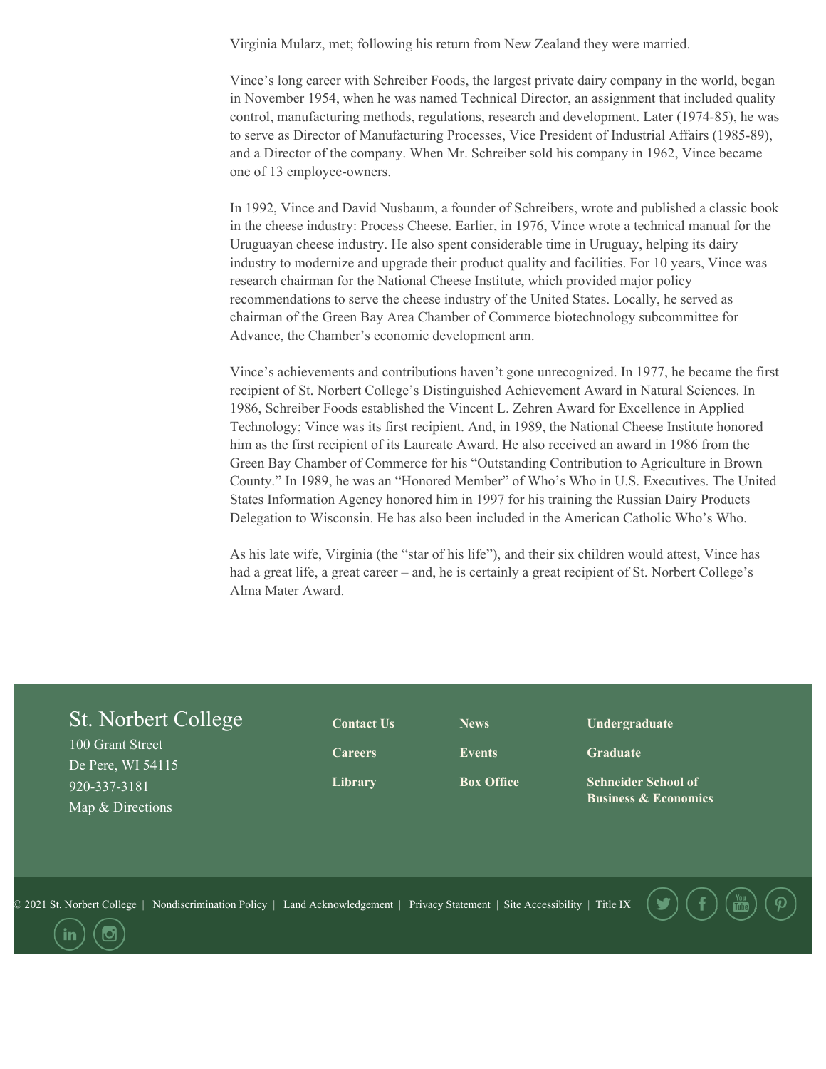Virginia Mularz, met; following his return from New Zealand they were married.

Vince’s long career with Schreiber Foods, the largest private dairy company in the world, began in November 1954, when he was named Technical Director, an assignment that included quality control, manufacturing methods, regulations, research and development. Later (1974-85), he was to serve as Director of Manufacturing Processes, Vice President of Industrial Affairs (1985-89), and a Director of the company. When Mr. Schreiber sold his company in 1962, Vince became one of 13 employee-owners.

In 1992, Vince and David Nusbaum, a founder of Schreibers, wrote and published a classic book in the cheese industry: Process Cheese. Earlier, in 1976, Vince wrote a technical manual for the Uruguayan cheese industry. He also spent considerable time in Uruguay, helping its dairy industry to modernize and upgrade their product quality and facilities. For 10 years, Vince was research chairman for the National Cheese Institute, which provided major policy recommendations to serve the cheese industry of the United States. Locally, he served as chairman of the Green Bay Area Chamber of Commerce biotechnology subcommittee for Advance, the Chamber’s economic development arm.

Vince’s achievements and contributions haven’t gone unrecognized. In 1977, he became the first recipient of St. Norbert College’s Distinguished Achievement Award in Natural Sciences. In 1986, Schreiber Foods established the Vincent L. Zehren Award for Excellence in Applied Technology; Vince was its first recipient. And, in 1989, the National Cheese Institute honored him as the first recipient of its Laureate Award. He also received an award in 1986 from the Green Bay Chamber of Commerce for his “Outstanding Contribution to Agriculture in Brown County.” In 1989, he was an “Honored Member” of Who’s Who in U.S. Executives. The United States Information Agency honored him in 1997 for his training the Russian Dairy Products Delegation to Wisconsin. He has also been included in the American Catholic Who’s Who.

As his late wife, Virginia (the “star of his life”), and their six children would attest, Vince has had a great life, a great career – and, he is certainly a great recipient of St. Norbert College’s Alma Mater Award.

St. Norbert College
100 Grant Street
De Pere, WI 54115
920-337-3181
Map & Directions

**Contact Us**
**Careers**
**Library**
**News**
**Events**
**Box Office**
**Undergraduate**
**Graduate**
**Schneider School of Business & Economics**

© 2021 St. Norbert College | Nondiscrimination Policy | Land Acknowledgement | Privacy Statement | Site Accessibility | Title IX